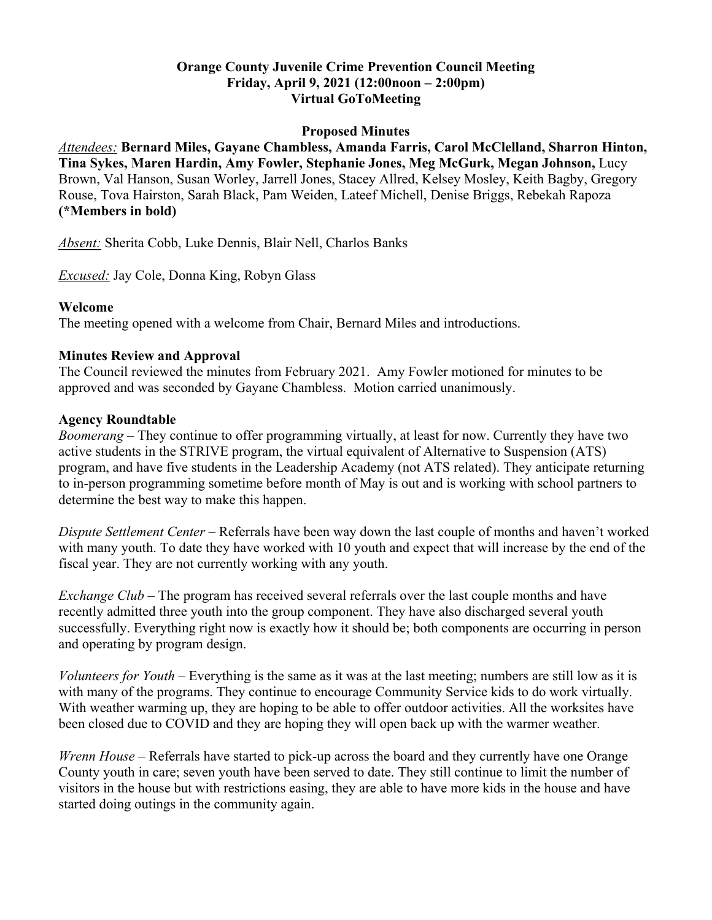**Orange County Juvenile Crime Prevention Council Meeting**
**Friday, April 9, 2021 (12:00noon – 2:00pm)**
**Virtual GoToMeeting**

**Proposed Minutes**

*Attendees:* **Bernard Miles, Gayane Chambless, Amanda Farris, Carol McClelland, Sharron Hinton, Tina Sykes, Maren Hardin, Amy Fowler, Stephanie Jones, Meg McGurk, Megan Johnson,** Lucy Brown, Val Hanson, Susan Worley, Jarrell Jones, Stacey Allred, Kelsey Mosley, Keith Bagby, Gregory Rouse, Tova Hairston, Sarah Black, Pam Weiden, Lateef Michell, Denise Briggs, Rebekah Rapoza **(*Members in bold)**

*Absent:* Sherita Cobb, Luke Dennis, Blair Nell, Charlos Banks

*Excused:* Jay Cole, Donna King, Robyn Glass

## Welcome

The meeting opened with a welcome from Chair, Bernard Miles and introductions.

## Minutes Review and Approval

The Council reviewed the minutes from February 2021. Amy Fowler motioned for minutes to be approved and was seconded by Gayane Chambless. Motion carried unanimously.

## Agency Roundtable

*Boomerang* – They continue to offer programming virtually, at least for now. Currently they have two active students in the STRIVE program, the virtual equivalent of Alternative to Suspension (ATS) program, and have five students in the Leadership Academy (not ATS related). They anticipate returning to in-person programming sometime before month of May is out and is working with school partners to determine the best way to make this happen.

*Dispute Settlement Center* – Referrals have been way down the last couple of months and haven't worked with many youth. To date they have worked with 10 youth and expect that will increase by the end of the fiscal year. They are not currently working with any youth.

*Exchange Club* – The program has received several referrals over the last couple months and have recently admitted three youth into the group component. They have also discharged several youth successfully. Everything right now is exactly how it should be; both components are occurring in person and operating by program design.

*Volunteers for Youth* – Everything is the same as it was at the last meeting; numbers are still low as it is with many of the programs. They continue to encourage Community Service kids to do work virtually. With weather warming up, they are hoping to be able to offer outdoor activities. All the worksites have been closed due to COVID and they are hoping they will open back up with the warmer weather.

*Wrenn House* – Referrals have started to pick-up across the board and they currently have one Orange County youth in care; seven youth have been served to date. They still continue to limit the number of visitors in the house but with restrictions easing, they are able to have more kids in the house and have started doing outings in the community again.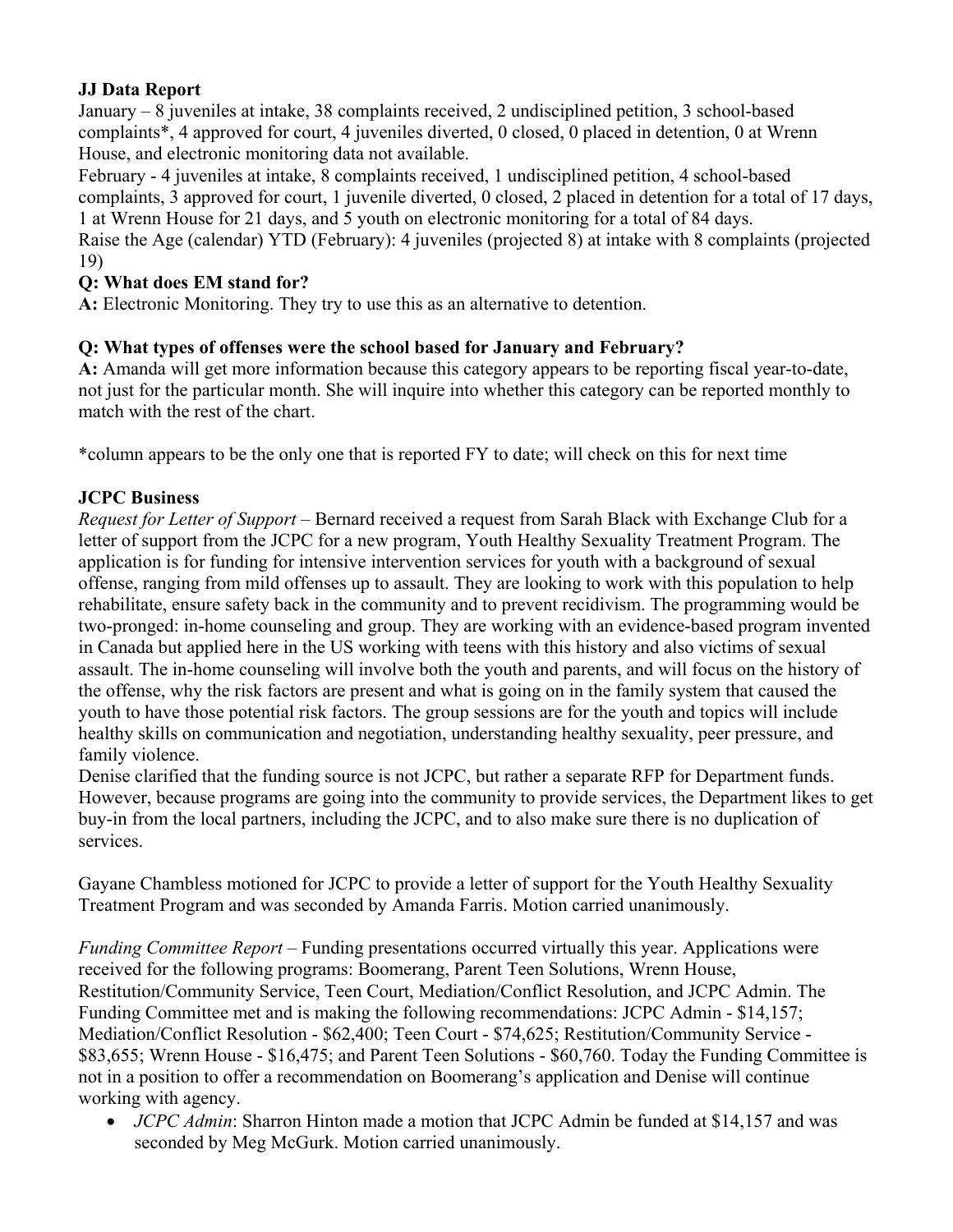**JJ Data Report**

January – 8 juveniles at intake, 38 complaints received, 2 undisciplined petition, 3 school-based complaints*, 4 approved for court, 4 juveniles diverted, 0 closed, 0 placed in detention, 0 at Wrenn House, and electronic monitoring data not available.

February - 4 juveniles at intake, 8 complaints received, 1 undisciplined petition, 4 school-based complaints, 3 approved for court, 1 juvenile diverted, 0 closed, 2 placed in detention for a total of 17 days, 1 at Wrenn House for 21 days, and 5 youth on electronic monitoring for a total of 84 days.

Raise the Age (calendar) YTD (February): 4 juveniles (projected 8) at intake with 8 complaints (projected 19)

**Q: What does EM stand for?**

**A:** Electronic Monitoring. They try to use this as an alternative to detention.

**Q: What types of offenses were the school based for January and February?**

**A:** Amanda will get more information because this category appears to be reporting fiscal year-to-date, not just for the particular month. She will inquire into whether this category can be reported monthly to match with the rest of the chart.

*column appears to be the only one that is reported FY to date; will check on this for next time

**JCPC Business**

*Request for Letter of Support* – Bernard received a request from Sarah Black with Exchange Club for a letter of support from the JCPC for a new program, Youth Healthy Sexuality Treatment Program. The application is for funding for intensive intervention services for youth with a background of sexual offense, ranging from mild offenses up to assault. They are looking to work with this population to help rehabilitate, ensure safety back in the community and to prevent recidivism. The programming would be two-pronged: in-home counseling and group. They are working with an evidence-based program invented in Canada but applied here in the US working with teens with this history and also victims of sexual assault. The in-home counseling will involve both the youth and parents, and will focus on the history of the offense, why the risk factors are present and what is going on in the family system that caused the youth to have those potential risk factors. The group sessions are for the youth and topics will include healthy skills on communication and negotiation, understanding healthy sexuality, peer pressure, and family violence.

Denise clarified that the funding source is not JCPC, but rather a separate RFP for Department funds. However, because programs are going into the community to provide services, the Department likes to get buy-in from the local partners, including the JCPC, and to also make sure there is no duplication of services.

Gayane Chambless motioned for JCPC to provide a letter of support for the Youth Healthy Sexuality Treatment Program and was seconded by Amanda Farris. Motion carried unanimously.

*Funding Committee Report* – Funding presentations occurred virtually this year. Applications were received for the following programs: Boomerang, Parent Teen Solutions, Wrenn House, Restitution/Community Service, Teen Court, Mediation/Conflict Resolution, and JCPC Admin. The Funding Committee met and is making the following recommendations: JCPC Admin - $14,157; Mediation/Conflict Resolution - $62,400; Teen Court - $74,625; Restitution/Community Service - $83,655; Wrenn House - $16,475; and Parent Teen Solutions - $60,760. Today the Funding Committee is not in a position to offer a recommendation on Boomerang's application and Denise will continue working with agency.

- *JCPC Admin*: Sharron Hinton made a motion that JCPC Admin be funded at $14,157 and was seconded by Meg McGurk. Motion carried unanimously.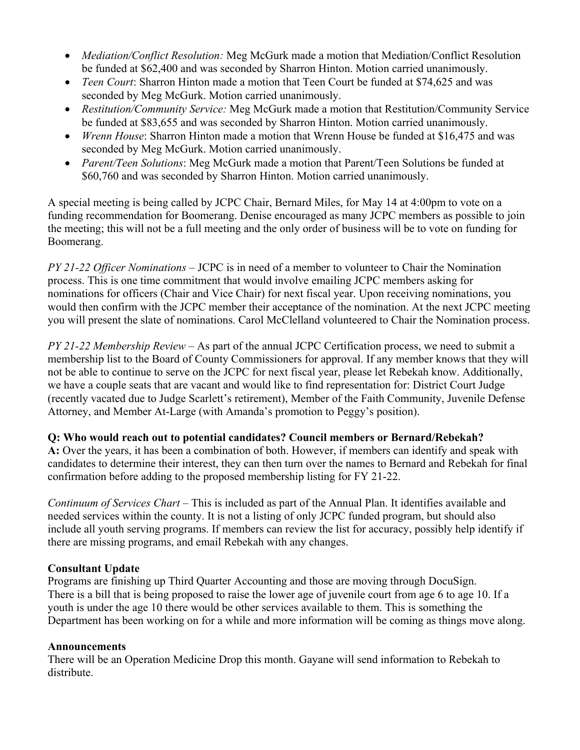- *Mediation/Conflict Resolution:* Meg McGurk made a motion that Mediation/Conflict Resolution be funded at $62,400 and was seconded by Sharron Hinton. Motion carried unanimously.
- *Teen Court*: Sharron Hinton made a motion that Teen Court be funded at $74,625 and was seconded by Meg McGurk. Motion carried unanimously.
- *Restitution/Community Service:* Meg McGurk made a motion that Restitution/Community Service be funded at $83,655 and was seconded by Sharron Hinton. Motion carried unanimously.
- *Wrenn House*: Sharron Hinton made a motion that Wrenn House be funded at $16,475 and was seconded by Meg McGurk. Motion carried unanimously.
- *Parent/Teen Solutions*: Meg McGurk made a motion that Parent/Teen Solutions be funded at $60,760 and was seconded by Sharron Hinton. Motion carried unanimously.

A special meeting is being called by JCPC Chair, Bernard Miles, for May 14 at 4:00pm to vote on a funding recommendation for Boomerang. Denise encouraged as many JCPC members as possible to join the meeting; this will not be a full meeting and the only order of business will be to vote on funding for Boomerang.

*PY 21-22 Officer Nominations* – JCPC is in need of a member to volunteer to Chair the Nomination process. This is one time commitment that would involve emailing JCPC members asking for nominations for officers (Chair and Vice Chair) for next fiscal year. Upon receiving nominations, you would then confirm with the JCPC member their acceptance of the nomination. At the next JCPC meeting you will present the slate of nominations. Carol McClelland volunteered to Chair the Nomination process.

*PY 21-22 Membership Review* – As part of the annual JCPC Certification process, we need to submit a membership list to the Board of County Commissioners for approval. If any member knows that they will not be able to continue to serve on the JCPC for next fiscal year, please let Rebekah know. Additionally, we have a couple seats that are vacant and would like to find representation for: District Court Judge (recently vacated due to Judge Scarlett's retirement), Member of the Faith Community, Juvenile Defense Attorney, and Member At-Large (with Amanda's promotion to Peggy's position).

**Q: Who would reach out to potential candidates? Council members or Bernard/Rebekah?**
**A:** Over the years, it has been a combination of both. However, if members can identify and speak with candidates to determine their interest, they can then turn over the names to Bernard and Rebekah for final confirmation before adding to the proposed membership listing for FY 21-22.

*Continuum of Services Chart* – This is included as part of the Annual Plan. It identifies available and needed services within the county. It is not a listing of only JCPC funded program, but should also include all youth serving programs. If members can review the list for accuracy, possibly help identify if there are missing programs, and email Rebekah with any changes.

**Consultant Update**

Programs are finishing up Third Quarter Accounting and those are moving through DocuSign. There is a bill that is being proposed to raise the lower age of juvenile court from age 6 to age 10. If a youth is under the age 10 there would be other services available to them. This is something the Department has been working on for a while and more information will be coming as things move along.

**Announcements**

There will be an Operation Medicine Drop this month. Gayane will send information to Rebekah to distribute.